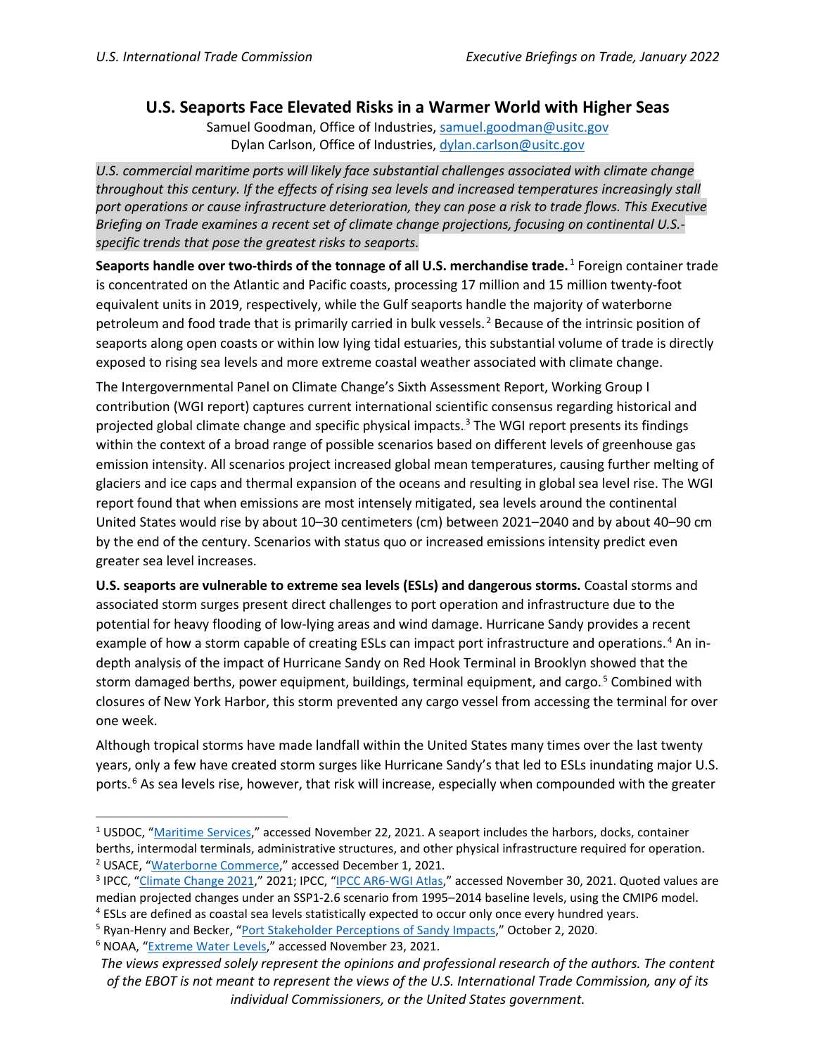# U.S. Seaports Face Elevated Risks in a Warmer World with Higher Seas

Samuel Goodman, Office of Industries, samuel.goodman@usitc.gov
Dylan Carlson, Office of Industries, dylan.carlson@usitc.gov

*U.S. commercial maritime ports will likely face substantial challenges associated with climate change throughout this century. If the effects of rising sea levels and increased temperatures increasingly stall port operations or cause infrastructure deterioration, they can pose a risk to trade flows. This Executive Briefing on Trade examines a recent set of climate change projections, focusing on continental U.S.-specific trends that pose the greatest risks to seaports.*

**Seaports handle over two-thirds of the tonnage of all U.S. merchandise trade.**[1] Foreign container trade is concentrated on the Atlantic and Pacific coasts, processing 17 million and 15 million twenty-foot equivalent units in 2019, respectively, while the Gulf seaports handle the majority of waterborne petroleum and food trade that is primarily carried in bulk vessels.[2] Because of the intrinsic position of seaports along open coasts or within low lying tidal estuaries, this substantial volume of trade is directly exposed to rising sea levels and more extreme coastal weather associated with climate change.

The Intergovernmental Panel on Climate Change's Sixth Assessment Report, Working Group I contribution (WGI report) captures current international scientific consensus regarding historical and projected global climate change and specific physical impacts.[3] The WGI report presents its findings within the context of a broad range of possible scenarios based on different levels of greenhouse gas emission intensity. All scenarios project increased global mean temperatures, causing further melting of glaciers and ice caps and thermal expansion of the oceans and resulting in global sea level rise. The WGI report found that when emissions are most intensely mitigated, sea levels around the continental United States would rise by about 10–30 centimeters (cm) between 2021–2040 and by about 40–90 cm by the end of the century. Scenarios with status quo or increased emissions intensity predict even greater sea level increases.

**U.S. seaports are vulnerable to extreme sea levels (ESLs) and dangerous storms.** Coastal storms and associated storm surges present direct challenges to port operation and infrastructure due to the potential for heavy flooding of low-lying areas and wind damage. Hurricane Sandy provides a recent example of how a storm capable of creating ESLs can impact port infrastructure and operations.[4] An in-depth analysis of the impact of Hurricane Sandy on Red Hook Terminal in Brooklyn showed that the storm damaged berths, power equipment, buildings, terminal equipment, and cargo.[5] Combined with closures of New York Harbor, this storm prevented any cargo vessel from accessing the terminal for over one week.

Although tropical storms have made landfall within the United States many times over the last twenty years, only a few have created storm surges like Hurricane Sandy's that led to ESLs inundating major U.S. ports.[6] As sea levels rise, however, that risk will increase, especially when compounded with the greater

---

[1] USDOC, "Maritime Services," accessed November 22, 2021. A seaport includes the harbors, docks, container berths, intermodal terminals, administrative structures, and other physical infrastructure required for operation.

[2] USACE, "Waterborne Commerce," accessed December 1, 2021.

[3] IPCC, "Climate Change 2021," 2021; IPCC, "IPCC AR6-WGI Atlas," accessed November 30, 2021. Quoted values are median projected changes under an SSP1-2.6 scenario from 1995–2014 baseline levels, using the CMIP6 model.

[4] ESLs are defined as coastal sea levels statistically expected to occur only once every hundred years.

[5] Ryan-Henry and Becker, "Port Stakeholder Perceptions of Sandy Impacts," October 2, 2020.

[6] NOAA, "Extreme Water Levels," accessed November 23, 2021.

*The views expressed solely represent the opinions and professional research of the authors. The content of the EBOT is not meant to represent the views of the U.S. International Trade Commission, any of its individual Commissioners, or the United States government.*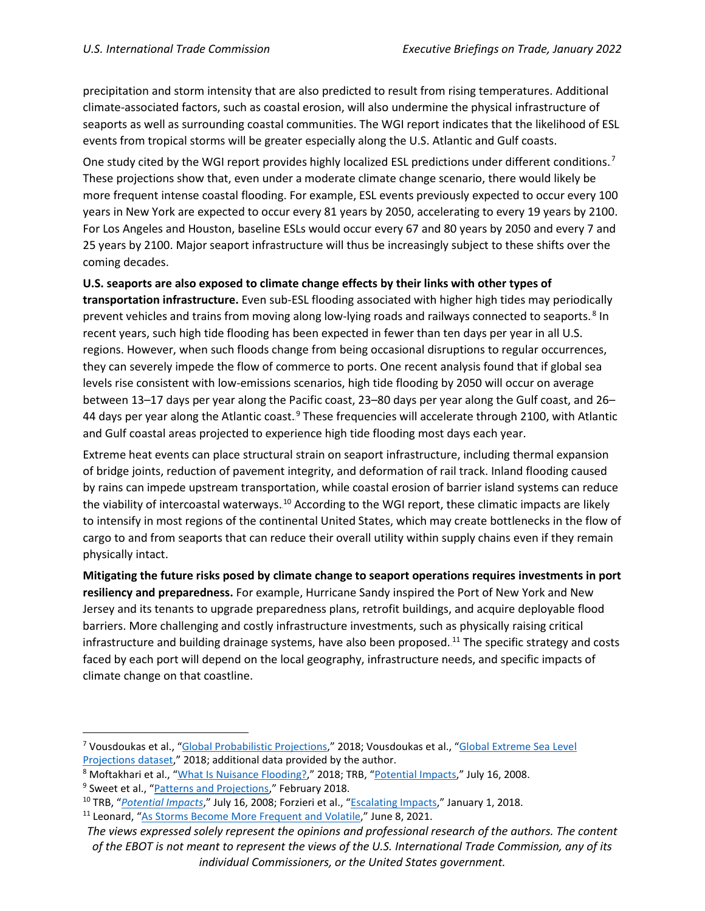precipitation and storm intensity that are also predicted to result from rising temperatures. Additional climate-associated factors, such as coastal erosion, will also undermine the physical infrastructure of seaports as well as surrounding coastal communities. The WGI report indicates that the likelihood of ESL events from tropical storms will be greater especially along the U.S. Atlantic and Gulf coasts.

One study cited by the WGI report provides highly localized ESL predictions under different conditions.[7] These projections show that, even under a moderate climate change scenario, there would likely be more frequent intense coastal flooding. For example, ESL events previously expected to occur every 100 years in New York are expected to occur every 81 years by 2050, accelerating to every 19 years by 2100. For Los Angeles and Houston, baseline ESLs would occur every 67 and 80 years by 2050 and every 7 and 25 years by 2100. Major seaport infrastructure will thus be increasingly subject to these shifts over the coming decades.

**U.S. seaports are also exposed to climate change effects by their links with other types of transportation infrastructure.** Even sub-ESL flooding associated with higher high tides may periodically prevent vehicles and trains from moving along low-lying roads and railways connected to seaports.[8] In recent years, such high tide flooding has been expected in fewer than ten days per year in all U.S. regions. However, when such floods change from being occasional disruptions to regular occurrences, they can severely impede the flow of commerce to ports. One recent analysis found that if global sea levels rise consistent with low-emissions scenarios, high tide flooding by 2050 will occur on average between 13–17 days per year along the Pacific coast, 23–80 days per year along the Gulf coast, and 26–44 days per year along the Atlantic coast.[9] These frequencies will accelerate through 2100, with Atlantic and Gulf coastal areas projected to experience high tide flooding most days each year.

Extreme heat events can place structural strain on seaport infrastructure, including thermal expansion of bridge joints, reduction of pavement integrity, and deformation of rail track. Inland flooding caused by rains can impede upstream transportation, while coastal erosion of barrier island systems can reduce the viability of intercoastal waterways.[10] According to the WGI report, these climatic impacts are likely to intensify in most regions of the continental United States, which may create bottlenecks in the flow of cargo to and from seaports that can reduce their overall utility within supply chains even if they remain physically intact.

**Mitigating the future risks posed by climate change to seaport operations requires investments in port resiliency and preparedness.** For example, Hurricane Sandy inspired the Port of New York and New Jersey and its tenants to upgrade preparedness plans, retrofit buildings, and acquire deployable flood barriers. More challenging and costly infrastructure investments, such as physically raising critical infrastructure and building drainage systems, have also been proposed.[11] The specific strategy and costs faced by each port will depend on the local geography, infrastructure needs, and specific impacts of climate change on that coastline.

---

[7] Vousdoukas et al., "Global Probabilistic Projections," 2018; Vousdoukas et al., "Global Extreme Sea Level Projections dataset," 2018; additional data provided by the author.

[8] Moftakhari et al., "What Is Nuisance Flooding?," 2018; TRB, "Potential Impacts," July 16, 2008.

[9] Sweet et al., "Patterns and Projections," February 2018.

[10] TRB, "*Potential Impacts*," July 16, 2008; Forzieri et al., "Escalating Impacts," January 1, 2018.

[11] Leonard, "As Storms Become More Frequent and Volatile," June 8, 2021.

*The views expressed solely represent the opinions and professional research of the authors. The content of the EBOT is not meant to represent the views of the U.S. International Trade Commission, any of its individual Commissioners, or the United States government.*